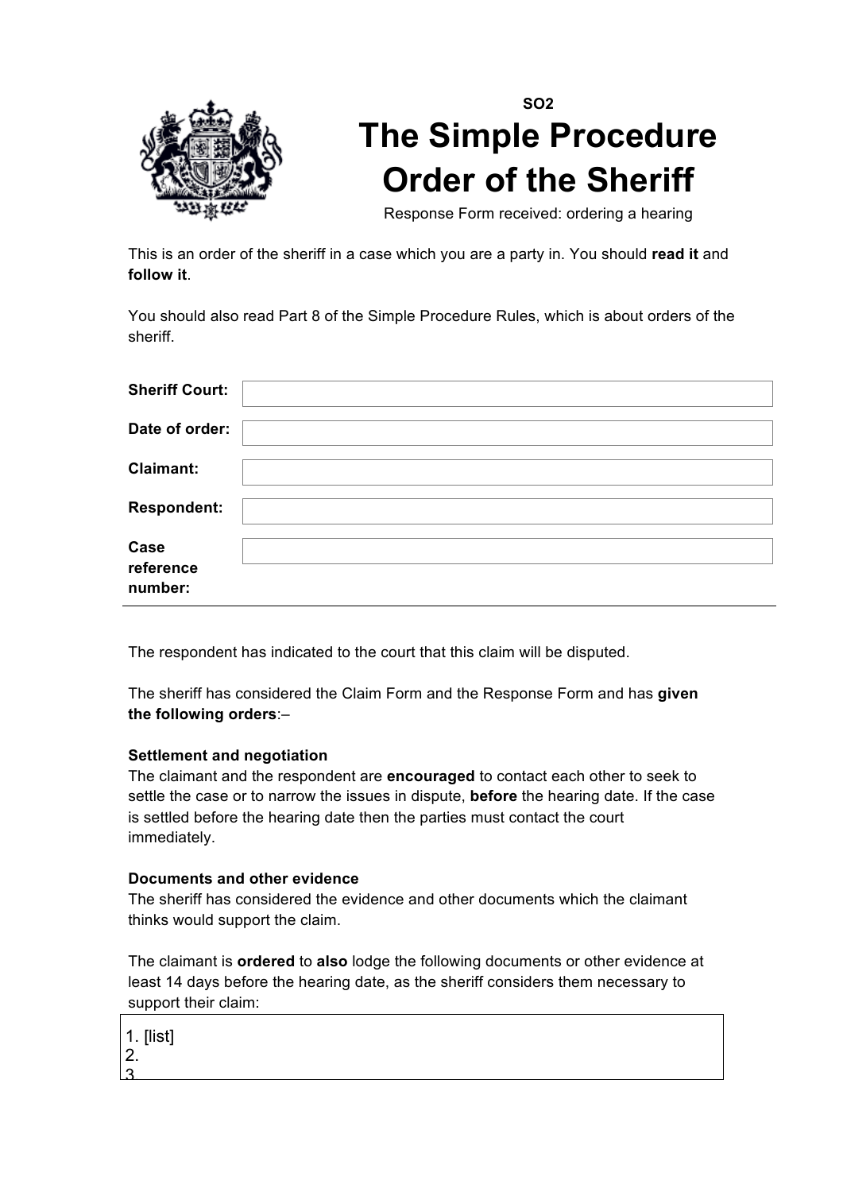**SO2**

# The Simple Procedure Order of the Sheriff

Response Form received: ordering a hearing

This is an order of the sheriff in a case which you are a party in. You should **read it** and **follow it**.

You should also read Part 8 of the Simple Procedure Rules, which is about orders of the sheriff.

| | |
|---|---|
| **Sheriff Court:** | |
| **Date of order:** | |
| **Claimant:** | |
| **Respondent:** | |
| **Case reference number:** | |

The respondent has indicated to the court that this claim will be disputed.

The sheriff has considered the Claim Form and the Response Form and has **given the following orders**:–

**Settlement and negotiation**

The claimant and the respondent are **encouraged** to contact each other to seek to settle the case or to narrow the issues in dispute, **before** the hearing date. If the case is settled before the hearing date then the parties must contact the court immediately.

**Documents and other evidence**

The sheriff has considered the evidence and other documents which the claimant thinks would support the claim.

The claimant is **ordered** to **also** lodge the following documents or other evidence at least 14 days before the hearing date, as the sheriff considers them necessary to support their claim:

1. [list]
2.
3.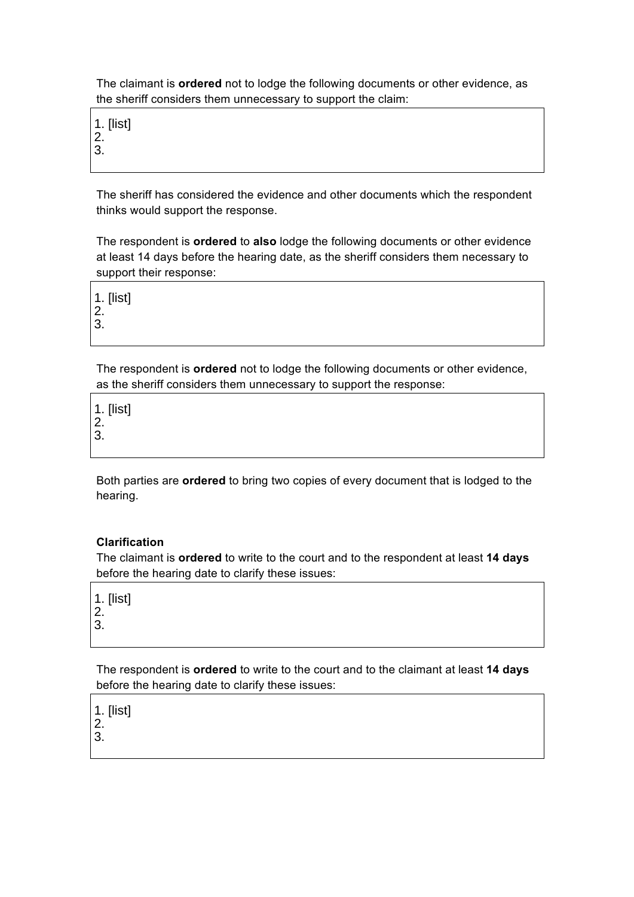The claimant is **ordered** not to lodge the following documents or other evidence, as the sheriff considers them unnecessary to support the claim:

| 1. [list]<br>2.<br>3. |
|---|

The sheriff has considered the evidence and other documents which the respondent thinks would support the response.

The respondent is **ordered** to **also** lodge the following documents or other evidence at least 14 days before the hearing date, as the sheriff considers them necessary to support their response:

| 1. [list]<br>2.<br>3. |
|---|

The respondent is **ordered** not to lodge the following documents or other evidence, as the sheriff considers them unnecessary to support the response:

| 1. [list]<br>2.<br>3. |
|---|

Both parties are **ordered** to bring two copies of every document that is lodged to the hearing.

**Clarification**

The claimant is **ordered** to write to the court and to the respondent at least **14 days** before the hearing date to clarify these issues:

| 1. [list]<br>2.<br>3. |
|---|

The respondent is **ordered** to write to the court and to the claimant at least **14 days** before the hearing date to clarify these issues:

| 1. [list]<br>2.<br>3. |
|---|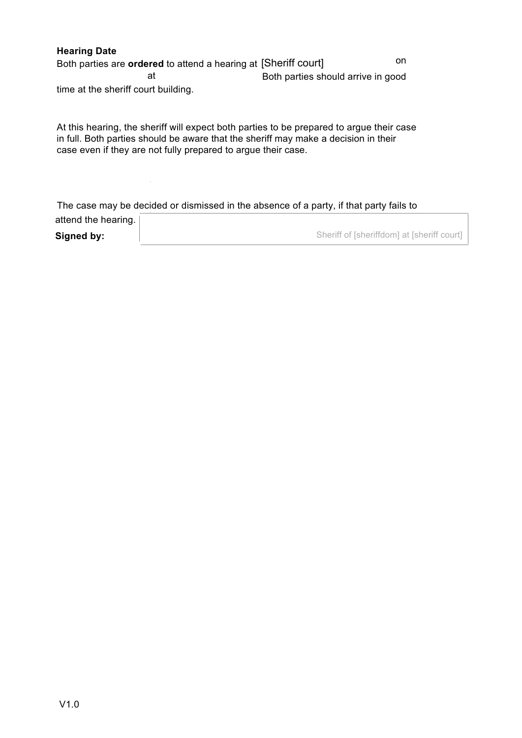**Hearing Date**

Both parties are **ordered** to attend a hearing at [Sheriff court] on at Both parties should arrive in good time at the sheriff court building.

At this hearing, the sheriff will expect both parties to be prepared to argue their case in full. Both parties should be aware that the sheriff may make a decision in their case even if they are not fully prepared to argue their case.

The case may be decided or dismissed in the absence of a party, if that party fails to attend the hearing.

**Signed by:** Sheriff of [sheriffdom] at [sheriff court]

V1.0